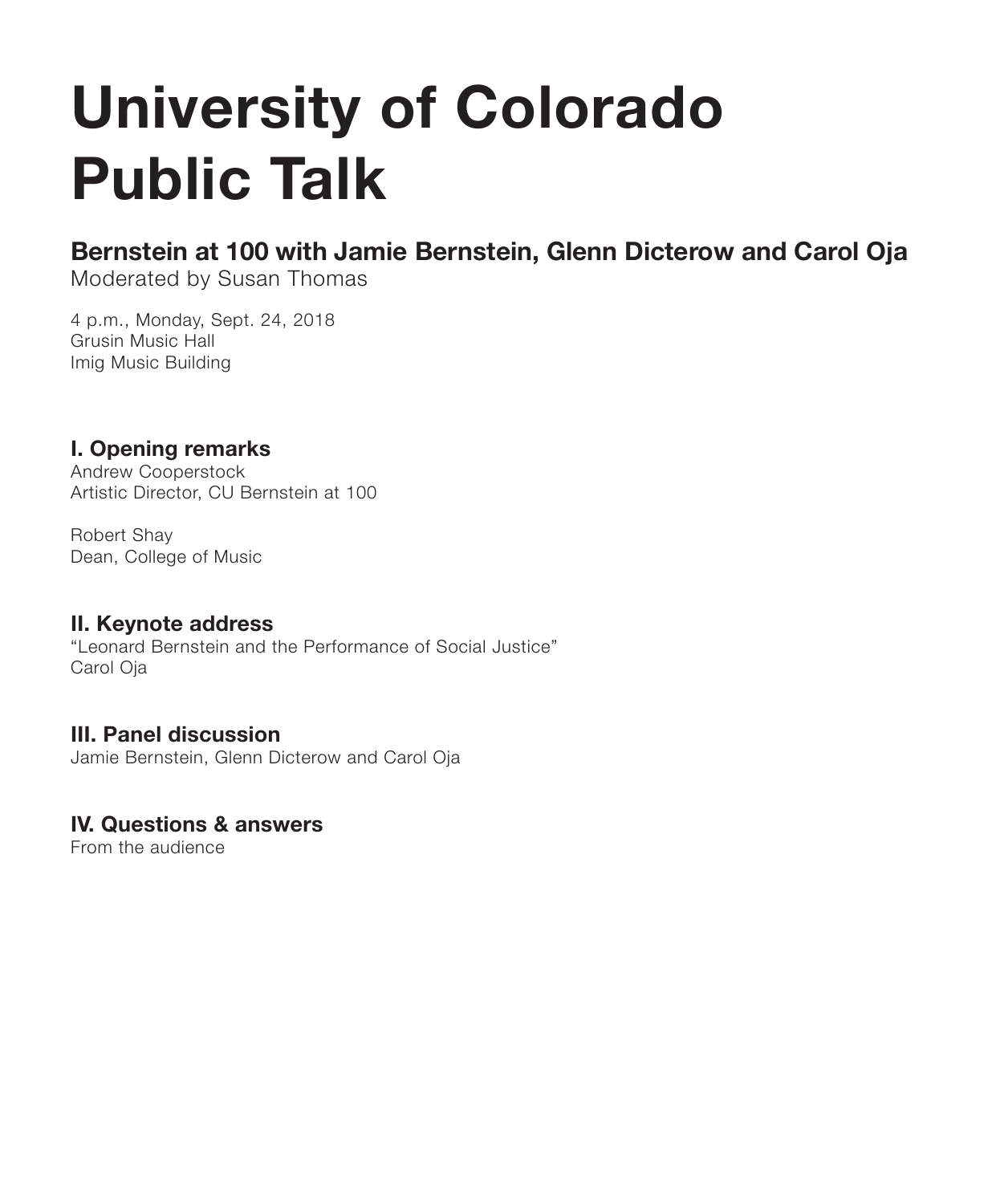# University of Colorado Public Talk

## Bernstein at 100 with Jamie Bernstein, Glenn Dicterow and Carol Oja

Moderated by Susan Thomas

4 p.m., Monday, Sept. 24, 2018
Grusin Music Hall
Imig Music Building

### I. Opening remarks

Andrew Cooperstock
Artistic Director, CU Bernstein at 100

Robert Shay
Dean, College of Music

### II. Keynote address

"Leonard Bernstein and the Performance of Social Justice"
Carol Oja

### III. Panel discussion

Jamie Bernstein, Glenn Dicterow and Carol Oja

### IV. Questions & answers

From the audience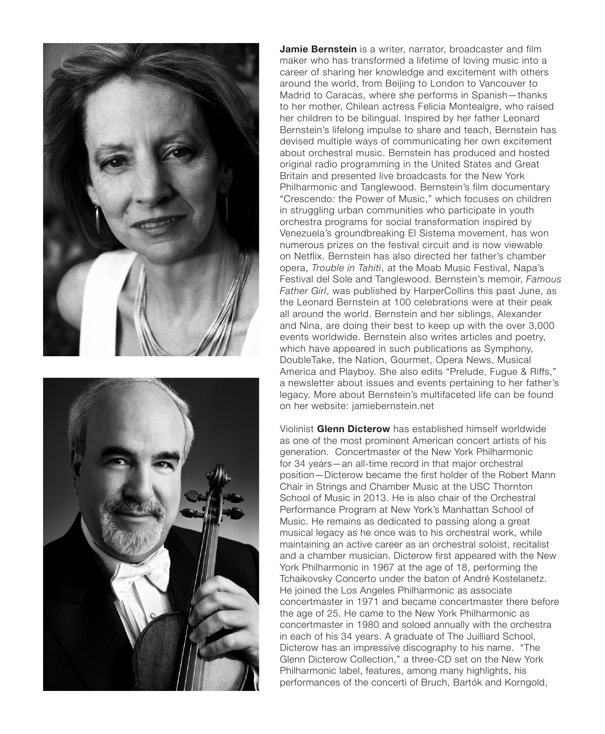**Jamie Bernstein** is a writer, narrator, broadcaster and film maker who has transformed a lifetime of loving music into a career of sharing her knowledge and excitement with others around the world, from Beijing to London to Vancouver to Madrid to Caracas, where she performs in Spanish—thanks to her mother, Chilean actress Felicia Montealgre, who raised her children to be bilingual. Inspired by her father Leonard Bernstein's lifelong impulse to share and teach, Bernstein has devised multiple ways of communicating her own excitement about orchestral music. Bernstein has produced and hosted original radio programming in the United States and Great Britain and presented live broadcasts for the New York Philharmonic and Tanglewood. Bernstein's film documentary "Crescendo: the Power of Music," which focuses on children in struggling urban communities who participate in youth orchestra programs for social transformation inspired by Venezuela's groundbreaking El Sistema movement, has won numerous prizes on the festival circuit and is now viewable on Netflix. Bernstein has also directed her father's chamber opera, *Trouble in Tahiti*, at the Moab Music Festival, Napa's Festival del Sole and Tanglewood. Bernstein's memoir, *Famous Father Girl*, was published by HarperCollins this past June, as the Leonard Bernstein at 100 celebrations were at their peak all around the world. Bernstein and her siblings, Alexander and Nina, are doing their best to keep up with the over 3,000 events worldwide. Bernstein also writes articles and poetry, which have appeared in such publications as Symphony, DoubleTake, the Nation, Gourmet, Opera News, Musical America and Playboy. She also edits "Prelude, Fugue & Riffs," a newsletter about issues and events pertaining to her father's legacy. More about Bernstein's multifaceted life can be found on her website: jamiebernstein.net

Violinist **Glenn Dicterow** has established himself worldwide as one of the most prominent American concert artists of his generation. Concertmaster of the New York Philharmonic for 34 years—an all-time record in that major orchestral position—Dicterow became the first holder of the Robert Mann Chair in Strings and Chamber Music at the USC Thornton School of Music in 2013. He is also chair of the Orchestral Performance Program at New York's Manhattan School of Music. He remains as dedicated to passing along a great musical legacy as he once was to his orchestral work, while maintaining an active career as an orchestral soloist, recitalist and a chamber musician. Dicterow first appeared with the New York Philharmonic in 1967 at the age of 18, performing the Tchaikovsky Concerto under the baton of André Kostelanetz. He joined the Los Angeles Philharmonic as associate concertmaster in 1971 and became concertmaster there before the age of 25. He came to the New York Philharmonic as concertmaster in 1980 and soloed annually with the orchestra in each of his 34 years. A graduate of The Juilliard School, Dicterow has an impressive discography to his name. "The Glenn Dicterow Collection," a three-CD set on the New York Philharmonic label, features, among many highlights, his performances of the concerti of Bruch, Bartók and Korngold,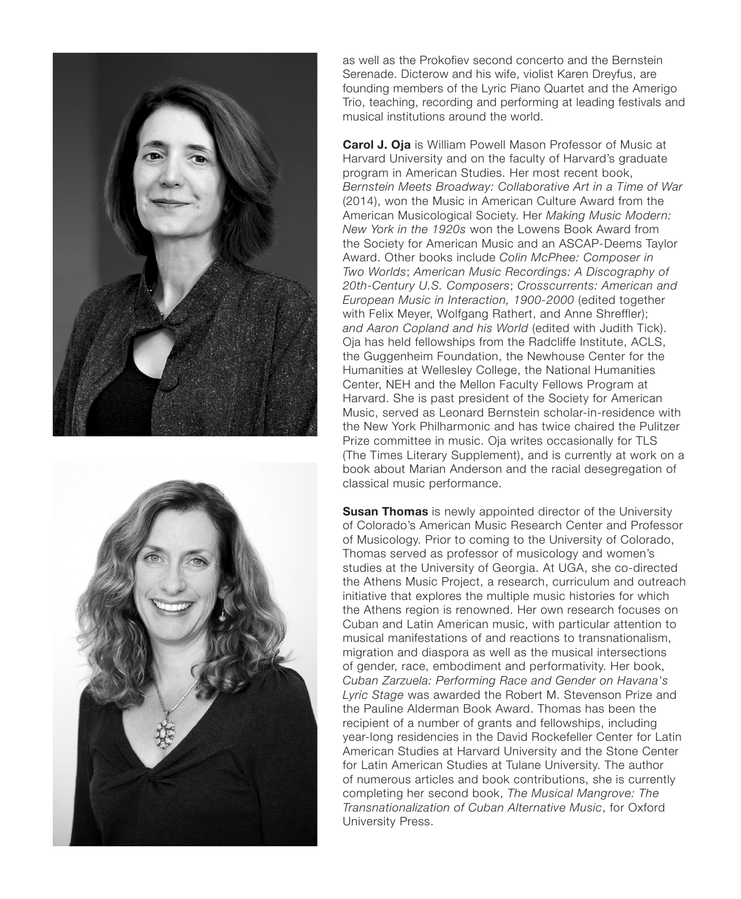as well as the Prokofiev second concerto and the Bernstein Serenade. Dicterow and his wife, violist Karen Dreyfus, are founding members of the Lyric Piano Quartet and the Amerigo Trio, teaching, recording and performing at leading festivals and musical institutions around the world.

**Carol J. Oja** is William Powell Mason Professor of Music at Harvard University and on the faculty of Harvard's graduate program in American Studies. Her most recent book, *Bernstein Meets Broadway: Collaborative Art in a Time of War* (2014), won the Music in American Culture Award from the American Musicological Society. Her *Making Music Modern: New York in the 1920s* won the Lowens Book Award from the Society for American Music and an ASCAP-Deems Taylor Award. Other books include *Colin McPhee: Composer in Two Worlds*; *American Music Recordings: A Discography of 20th-Century U.S. Composers*; *Crosscurrents: American and European Music in Interaction, 1900-2000* (edited together with Felix Meyer, Wolfgang Rathert, and Anne Shreffler); *and Aaron Copland and his World* (edited with Judith Tick). Oja has held fellowships from the Radcliffe Institute, ACLS, the Guggenheim Foundation, the Newhouse Center for the Humanities at Wellesley College, the National Humanities Center, NEH and the Mellon Faculty Fellows Program at Harvard. She is past president of the Society for American Music, served as Leonard Bernstein scholar-in-residence with the New York Philharmonic and has twice chaired the Pulitzer Prize committee in music. Oja writes occasionally for TLS (The Times Literary Supplement), and is currently at work on a book about Marian Anderson and the racial desegregation of classical music performance.

**Susan Thomas** is newly appointed director of the University of Colorado's American Music Research Center and Professor of Musicology. Prior to coming to the University of Colorado, Thomas served as professor of musicology and women's studies at the University of Georgia. At UGA, she co-directed the Athens Music Project, a research, curriculum and outreach initiative that explores the multiple music histories for which the Athens region is renowned. Her own research focuses on Cuban and Latin American music, with particular attention to musical manifestations of and reactions to transnationalism, migration and diaspora as well as the musical intersections of gender, race, embodiment and performativity. Her book, *Cuban Zarzuela: Performing Race and Gender on Havana's Lyric Stage* was awarded the Robert M. Stevenson Prize and the Pauline Alderman Book Award. Thomas has been the recipient of a number of grants and fellowships, including year-long residencies in the David Rockefeller Center for Latin American Studies at Harvard University and the Stone Center for Latin American Studies at Tulane University. The author of numerous articles and book contributions, she is currently completing her second book, *The Musical Mangrove: The Transnationalization of Cuban Alternative Music*, for Oxford University Press.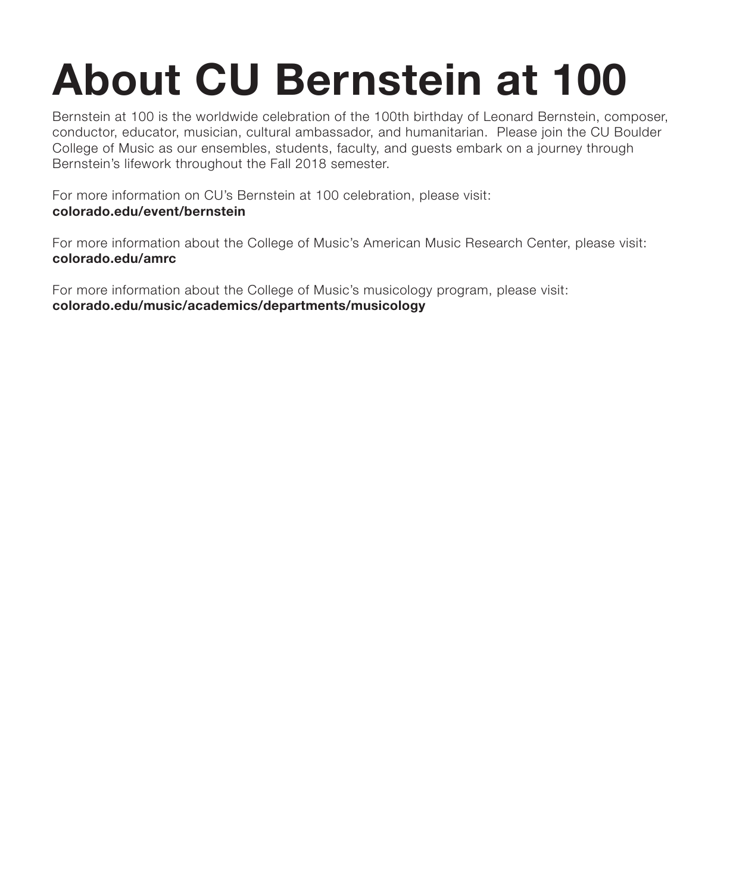# About CU Bernstein at 100

Bernstein at 100 is the worldwide celebration of the 100th birthday of Leonard Bernstein, composer, conductor, educator, musician, cultural ambassador, and humanitarian. Please join the CU Boulder College of Music as our ensembles, students, faculty, and guests embark on a journey through Bernstein's lifework throughout the Fall 2018 semester.

For more information on CU's Bernstein at 100 celebration, please visit:
**colorado.edu/event/bernstein**

For more information about the College of Music's American Music Research Center, please visit:
**colorado.edu/amrc**

For more information about the College of Music's musicology program, please visit:
**colorado.edu/music/academics/departments/musicology**